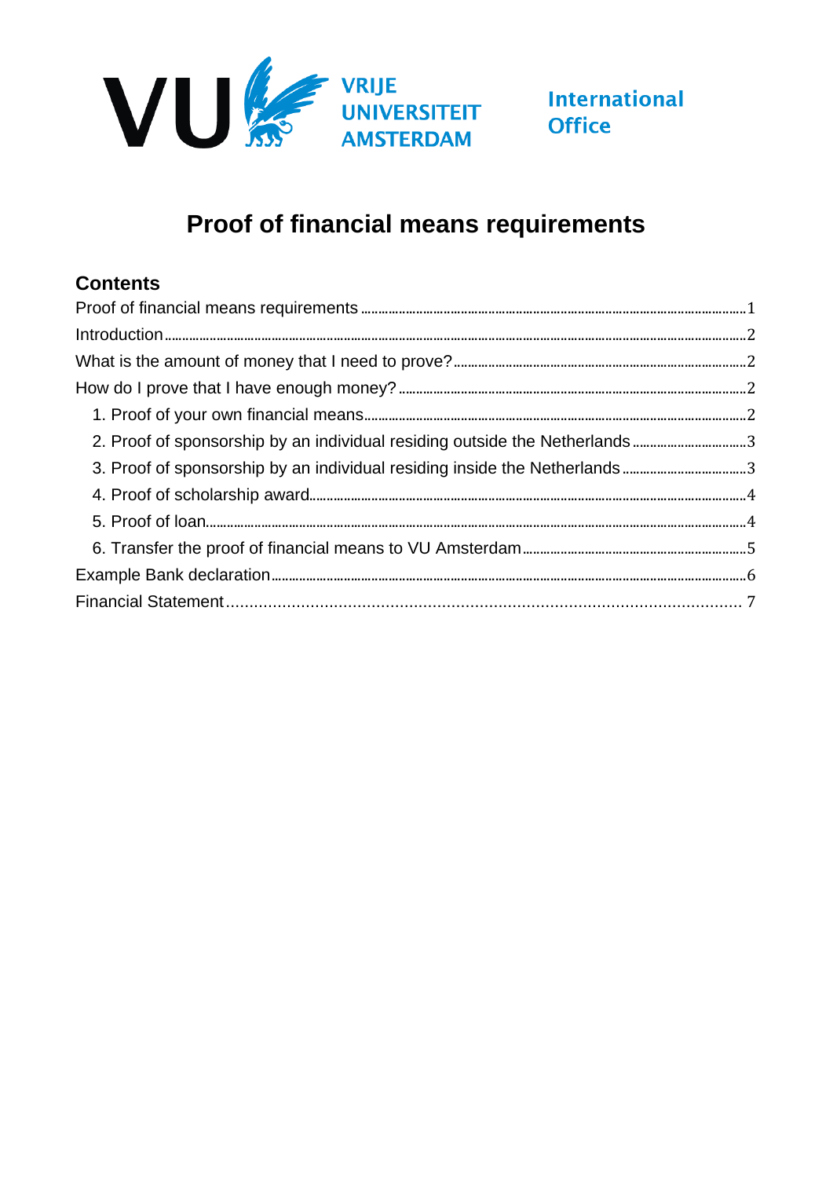VU VRIJE UNIVERSITEIT AMSTERDAM

International Office

# Proof of financial means requirements

## Contents

Proof of financial means requirements ..... 1
Introduction ..... 2
What is the amount of money that I need to prove? ..... 2
How do I prove that I have enough money? ..... 2
  1. Proof of your own financial means ..... 2
  2. Proof of sponsorship by an individual residing outside the Netherlands ..... 3
  3. Proof of sponsorship by an individual residing inside the Netherlands ..... 3
  4. Proof of scholarship award ..... 4
  5. Proof of loan ..... 4
  6. Transfer the proof of financial means to VU Amsterdam ..... 5
Example Bank declaration ..... 6
Financial Statement ..... 7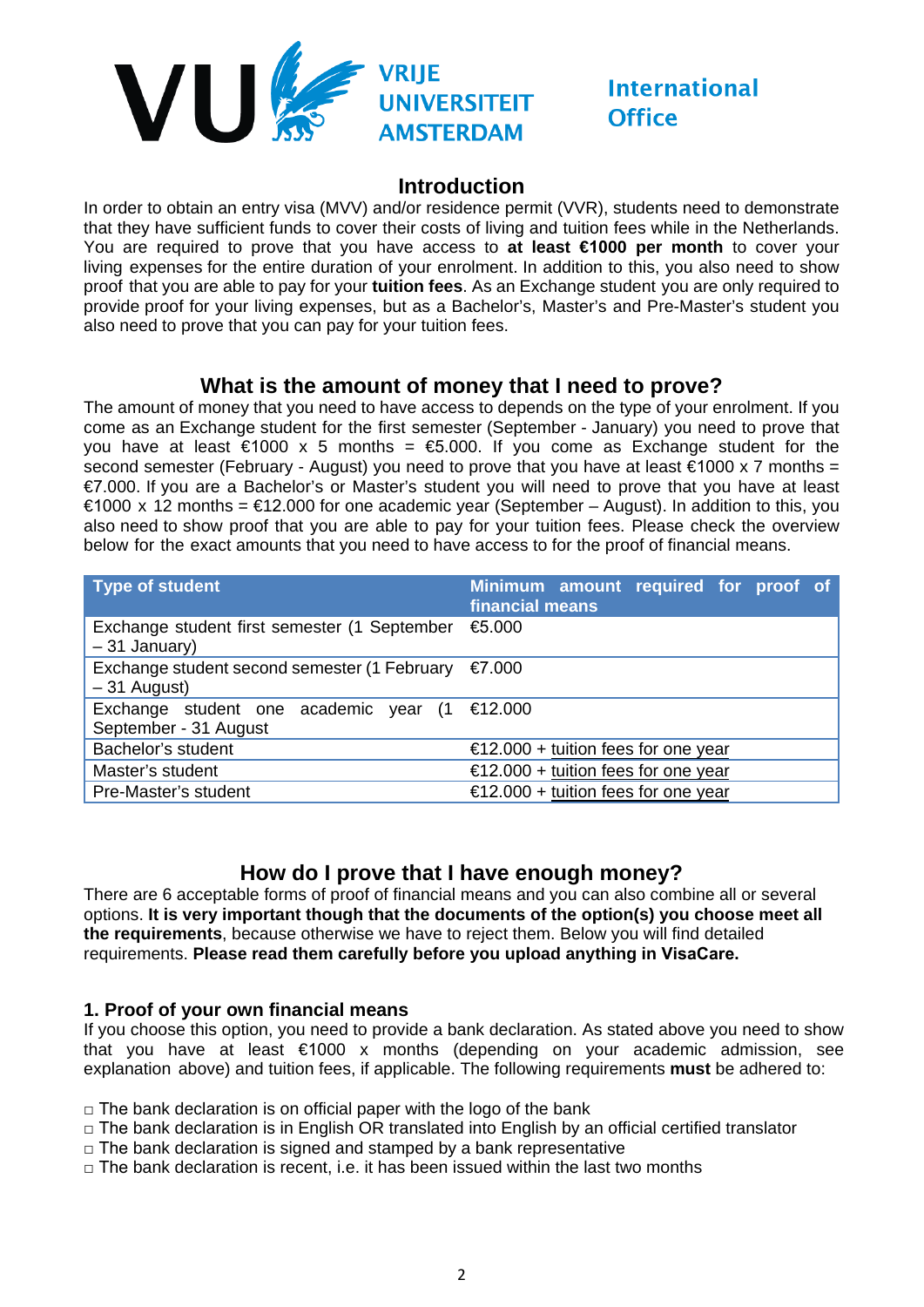VRIJE UNIVERSITEIT AMSTERDAM

International Office

## Introduction

In order to obtain an entry visa (MVV) and/or residence permit (VVR), students need to demonstrate that they have sufficient funds to cover their costs of living and tuition fees while in the Netherlands. You are required to prove that you have access to **at least €1000 per month** to cover your living expenses for the entire duration of your enrolment. In addition to this, you also need to show proof that you are able to pay for your **tuition fees**. As an Exchange student you are only required to provide proof for your living expenses, but as a Bachelor's, Master's and Pre-Master's student you also need to prove that you can pay for your tuition fees.

## What is the amount of money that I need to prove?

The amount of money that you need to have access to depends on the type of your enrolment. If you come as an Exchange student for the first semester (September - January) you need to prove that you have at least €1000 x 5 months = €5.000. If you come as Exchange student for the second semester (February - August) you need to prove that you have at least €1000 x 7 months = €7.000. If you are a Bachelor's or Master's student you will need to prove that you have at least €1000 x 12 months = €12.000 for one academic year (September – August). In addition to this, you also need to show proof that you are able to pay for your tuition fees. Please check the overview below for the exact amounts that you need to have access to for the proof of financial means.

| Type of student | Minimum amount required for proof of financial means |
|---|---|
| Exchange student first semester (1 September – 31 January) | €5.000 |
| Exchange student second semester (1 February – 31 August) | €7.000 |
| Exchange student one academic year (1 September - 31 August | €12.000 |
| Bachelor's student | €12.000 + tuition fees for one year |
| Master's student | €12.000 + tuition fees for one year |
| Pre-Master's student | €12.000 + tuition fees for one year |

## How do I prove that I have enough money?

There are 6 acceptable forms of proof of financial means and you can also combine all or several options. **It is very important though that the documents of the option(s) you choose meet all the requirements**, because otherwise we have to reject them. Below you will find detailed requirements. **Please read them carefully before you upload anything in VisaCare.**

### 1. Proof of your own financial means

If you choose this option, you need to provide a bank declaration. As stated above you need to show that you have at least €1000 x months (depending on your academic admission, see explanation above) and tuition fees, if applicable. The following requirements **must** be adhered to:

- □ The bank declaration is on official paper with the logo of the bank
- □ The bank declaration is in English OR translated into English by an official certified translator
- □ The bank declaration is signed and stamped by a bank representative
- □ The bank declaration is recent, i.e. it has been issued within the last two months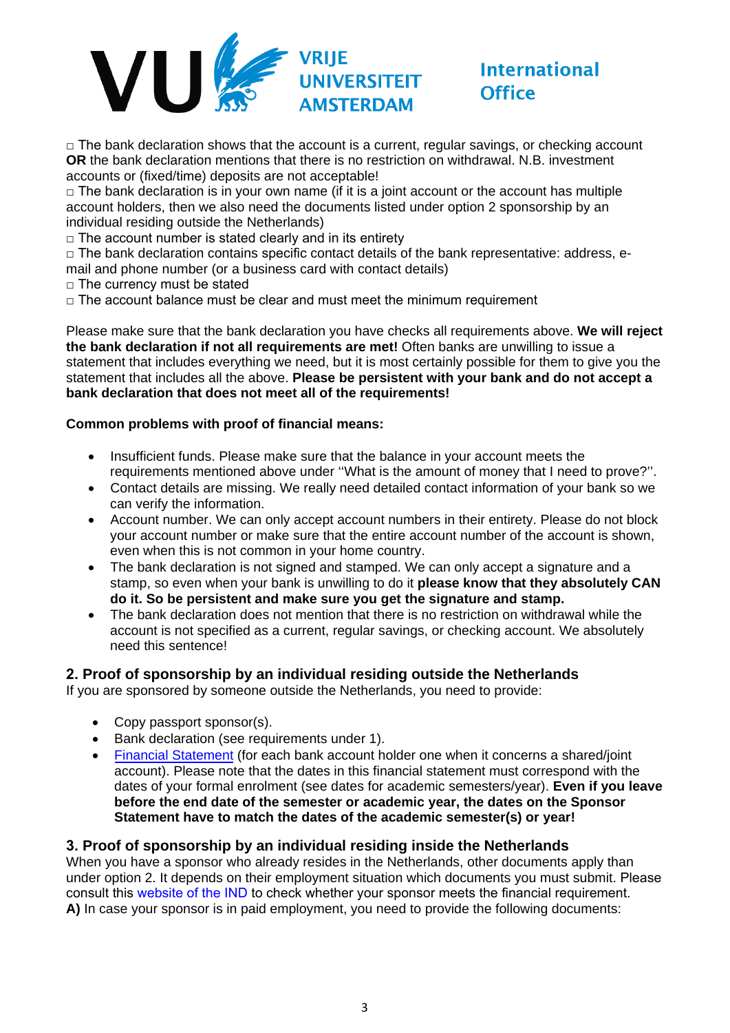□ The bank declaration shows that the account is a current, regular savings, or checking account **OR** the bank declaration mentions that there is no restriction on withdrawal. N.B. investment accounts or (fixed/time) deposits are not acceptable!
□ The bank declaration is in your own name (if it is a joint account or the account has multiple account holders, then we also need the documents listed under option 2 sponsorship by an individual residing outside the Netherlands)
□ The account number is stated clearly and in its entirety
□ The bank declaration contains specific contact details of the bank representative: address, e-mail and phone number (or a business card with contact details)
□ The currency must be stated
□ The account balance must be clear and must meet the minimum requirement

Please make sure that the bank declaration you have checks all requirements above. **We will reject the bank declaration if not all requirements are met!** Often banks are unwilling to issue a statement that includes everything we need, but it is most certainly possible for them to give you the statement that includes all the above. **Please be persistent with your bank and do not accept a bank declaration that does not meet all of the requirements!**

**Common problems with proof of financial means:**

- Insufficient funds. Please make sure that the balance in your account meets the requirements mentioned above under ''What is the amount of money that I need to prove?''.
- Contact details are missing. We really need detailed contact information of your bank so we can verify the information.
- Account number. We can only accept account numbers in their entirety. Please do not block your account number or make sure that the entire account number of the account is shown, even when this is not common in your home country.
- The bank declaration is not signed and stamped. We can only accept a signature and a stamp, so even when your bank is unwilling to do it **please know that they absolutely CAN do it. So be persistent and make sure you get the signature and stamp.**
- The bank declaration does not mention that there is no restriction on withdrawal while the account is not specified as a current, regular savings, or checking account. We absolutely need this sentence!

## 2. Proof of sponsorship by an individual residing outside the Netherlands

If you are sponsored by someone outside the Netherlands, you need to provide:

- Copy passport sponsor(s).
- Bank declaration (see requirements under 1).
- Financial Statement (for each bank account holder one when it concerns a shared/joint account). Please note that the dates in this financial statement must correspond with the dates of your formal enrolment (see dates for academic semesters/year). **Even if you leave before the end date of the semester or academic year, the dates on the Sponsor Statement have to match the dates of the academic semester(s) or year!**

## 3. Proof of sponsorship by an individual residing inside the Netherlands

When you have a sponsor who already resides in the Netherlands, other documents apply than under option 2. It depends on their employment situation which documents you must submit. Please consult this website of the IND to check whether your sponsor meets the financial requirement.
**A)** In case your sponsor is in paid employment, you need to provide the following documents: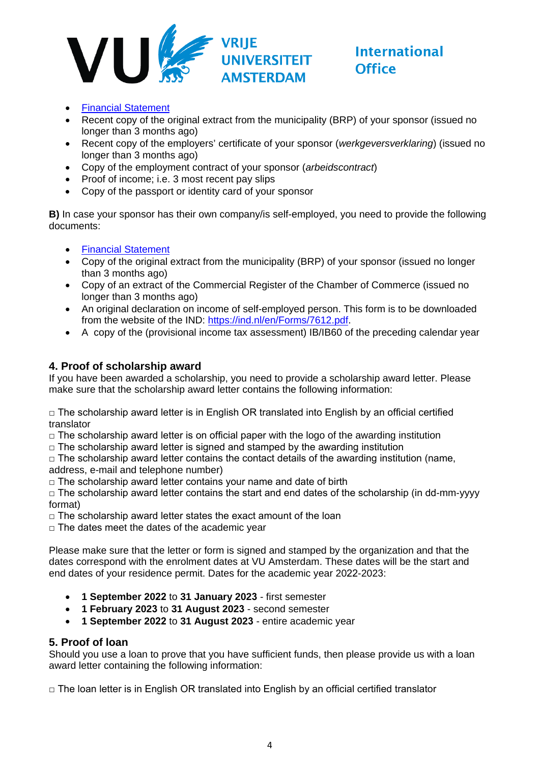- [Financial Statement]
- Recent copy of the original extract from the municipality (BRP) of your sponsor (issued no longer than 3 months ago)
- Recent copy of the employers' certificate of your sponsor (*werkgeversverklaring*) (issued no longer than 3 months ago)
- Copy of the employment contract of your sponsor (*arbeidscontract*)
- Proof of income; i.e. 3 most recent pay slips
- Copy of the passport or identity card of your sponsor

**B)** In case your sponsor has their own company/is self-employed, you need to provide the following documents:

- [Financial Statement]
- Copy of the original extract from the municipality (BRP) of your sponsor (issued no longer than 3 months ago)
- Copy of an extract of the Commercial Register of the Chamber of Commerce (issued no longer than 3 months ago)
- An original declaration on income of self-employed person. This form is to be downloaded from the website of the IND: https://ind.nl/en/Forms/7612.pdf.
- A copy of the (provisional income tax assessment) IB/IB60 of the preceding calendar year

## 4. Proof of scholarship award

If you have been awarded a scholarship, you need to provide a scholarship award letter. Please make sure that the scholarship award letter contains the following information:

□ The scholarship award letter is in English OR translated into English by an official certified translator
□ The scholarship award letter is on official paper with the logo of the awarding institution
□ The scholarship award letter is signed and stamped by the awarding institution
□ The scholarship award letter contains the contact details of the awarding institution (name, address, e-mail and telephone number)
□ The scholarship award letter contains your name and date of birth
□ The scholarship award letter contains the start and end dates of the scholarship (in dd-mm-yyyy format)
□ The scholarship award letter states the exact amount of the loan
□ The dates meet the dates of the academic year

Please make sure that the letter or form is signed and stamped by the organization and that the dates correspond with the enrolment dates at VU Amsterdam. These dates will be the start and end dates of your residence permit. Dates for the academic year 2022-2023:

- **1 September 2022** to **31 January 2023** - first semester
- **1 February 2023** to **31 August 2023** - second semester
- **1 September 2022** to **31 August 2023** - entire academic year

## 5. Proof of loan

Should you use a loan to prove that you have sufficient funds, then please provide us with a loan award letter containing the following information:

□ The loan letter is in English OR translated into English by an official certified translator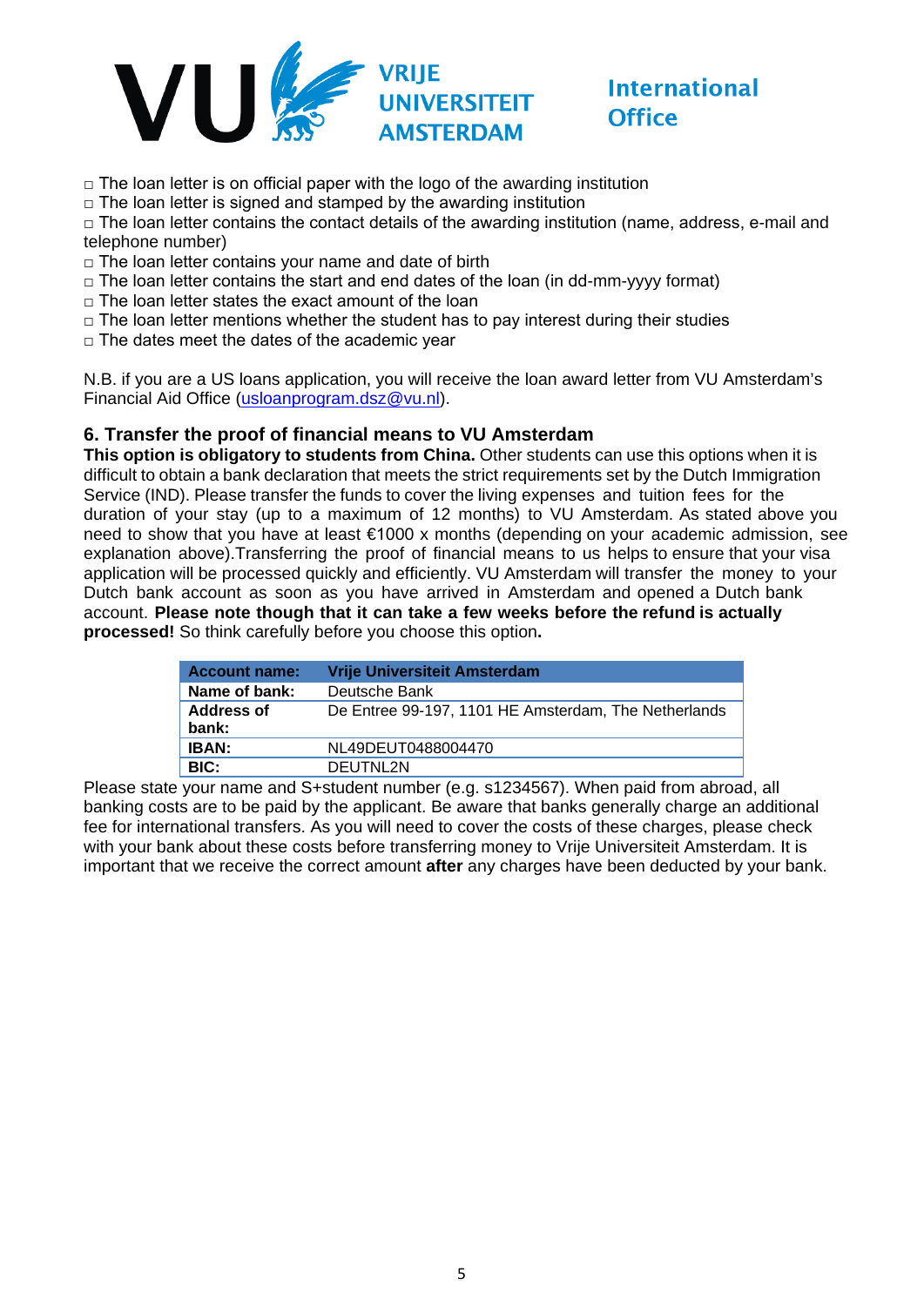□ The loan letter is on official paper with the logo of the awarding institution
□ The loan letter is signed and stamped by the awarding institution
□ The loan letter contains the contact details of the awarding institution (name, address, e-mail and telephone number)
□ The loan letter contains your name and date of birth
□ The loan letter contains the start and end dates of the loan (in dd-mm-yyyy format)
□ The loan letter states the exact amount of the loan
□ The loan letter mentions whether the student has to pay interest during their studies
□ The dates meet the dates of the academic year

N.B. if you are a US loans application, you will receive the loan award letter from VU Amsterdam's Financial Aid Office (usloanprogram.dsz@vu.nl).

### 6. Transfer the proof of financial means to VU Amsterdam

**This option is obligatory to students from China.** Other students can use this options when it is difficult to obtain a bank declaration that meets the strict requirements set by the Dutch Immigration Service (IND). Please transfer the funds to cover the living expenses and tuition fees for the duration of your stay (up to a maximum of 12 months) to VU Amsterdam. As stated above you need to show that you have at least €1000 x months (depending on your academic admission, see explanation above).Transferring the proof of financial means to us helps to ensure that your visa application will be processed quickly and efficiently. VU Amsterdam will transfer the money to your Dutch bank account as soon as you have arrived in Amsterdam and opened a Dutch bank account. **Please note though that it can take a few weeks before the refund is actually processed!** So think carefully before you choose this option**.**

| **Account name:** | **Vrije Universiteit Amsterdam** |
|---|---|
| **Name of bank:** | Deutsche Bank |
| **Address of bank:** | De Entree 99-197, 1101 HE Amsterdam, The Netherlands |
| **IBAN:** | NL49DEUT0488004470 |
| **BIC:** | DEUTNL2N |

Please state your name and S+student number (e.g. s1234567). When paid from abroad, all banking costs are to be paid by the applicant. Be aware that banks generally charge an additional fee for international transfers. As you will need to cover the costs of these charges, please check with your bank about these costs before transferring money to Vrije Universiteit Amsterdam. It is important that we receive the correct amount **after** any charges have been deducted by your bank.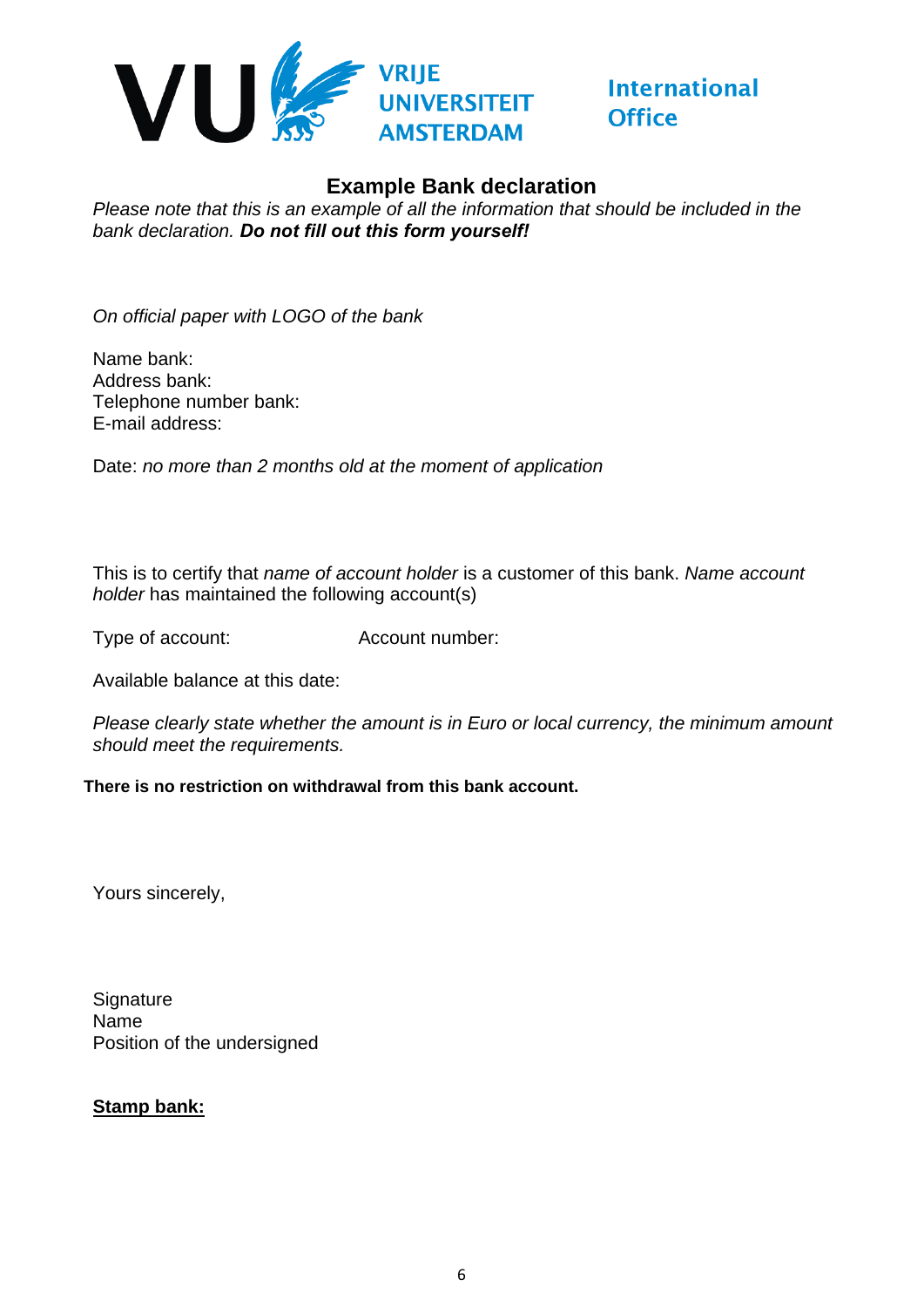VU VRIJE UNIVERSITEIT AMSTERDAM

International Office

## Example Bank declaration

*Please note that this is an example of all the information that should be included in the bank declaration.* ***Do not fill out this form yourself!***

*On official paper with LOGO of the bank*

Name bank:
Address bank:
Telephone number bank:
E-mail address:

Date: *no more than 2 months old at the moment of application*

This is to certify that *name of account holder* is a customer of this bank. *Name account holder* has maintained the following account(s)

Type of account: Account number:

Available balance at this date:

*Please clearly state whether the amount is in Euro or local currency, the minimum amount should meet the requirements.*

**There is no restriction on withdrawal from this bank account.**

Yours sincerely,

Signature
Name
Position of the undersigned

**Stamp bank:**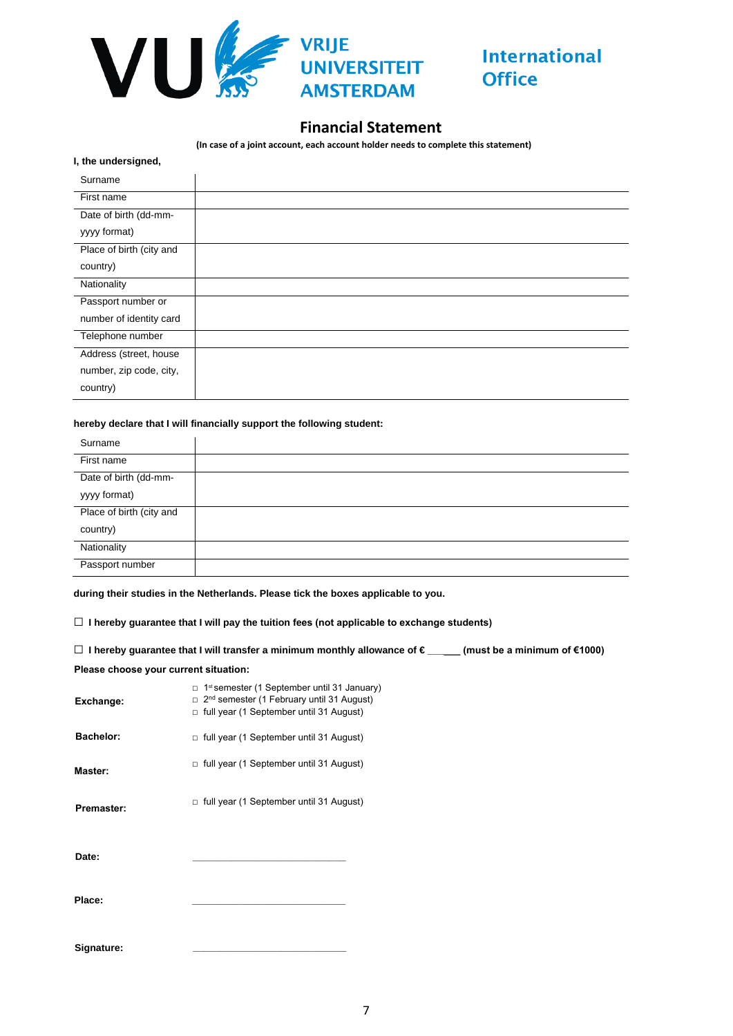VU VRIJE UNIVERSITEIT AMSTERDAM

International Office

## Financial Statement

**(In case of a joint account, each account holder needs to complete this statement)**

**I, the undersigned,**

| | |
|---|---|
| Surname | |
| First name | |
| Date of birth (dd-mm-yyyy format) | |
| Place of birth (city and country) | |
| Nationality | |
| Passport number or number of identity card | |
| Telephone number | |
| Address (street, house number, zip code, city, country) | |

**hereby declare that I will financially support the following student:**

| | |
|---|---|
| Surname | |
| First name | |
| Date of birth (dd-mm-yyyy format) | |
| Place of birth (city and country) | |
| Nationality | |
| Passport number | |

**during their studies in the Netherlands. Please tick the boxes applicable to you.**

☐ **I hereby guarantee that I will pay the tuition fees (not applicable to exchange students)**

☐ **I hereby guarantee that I will transfer a minimum monthly allowance of € ______ (must be a minimum of €1000)**

**Please choose your current situation:**

**Exchange:**
- □ 1st semester (1 September until 31 January)
- □ 2nd semester (1 February until 31 August)
- □ full year (1 September until 31 August)

**Bachelor:**
- □ full year (1 September until 31 August)

**Master:**
- □ full year (1 September until 31 August)

**Premaster:**
- □ full year (1 September until 31 August)

**Date:** ____________________________

**Place:** ____________________________

**Signature:** ____________________________